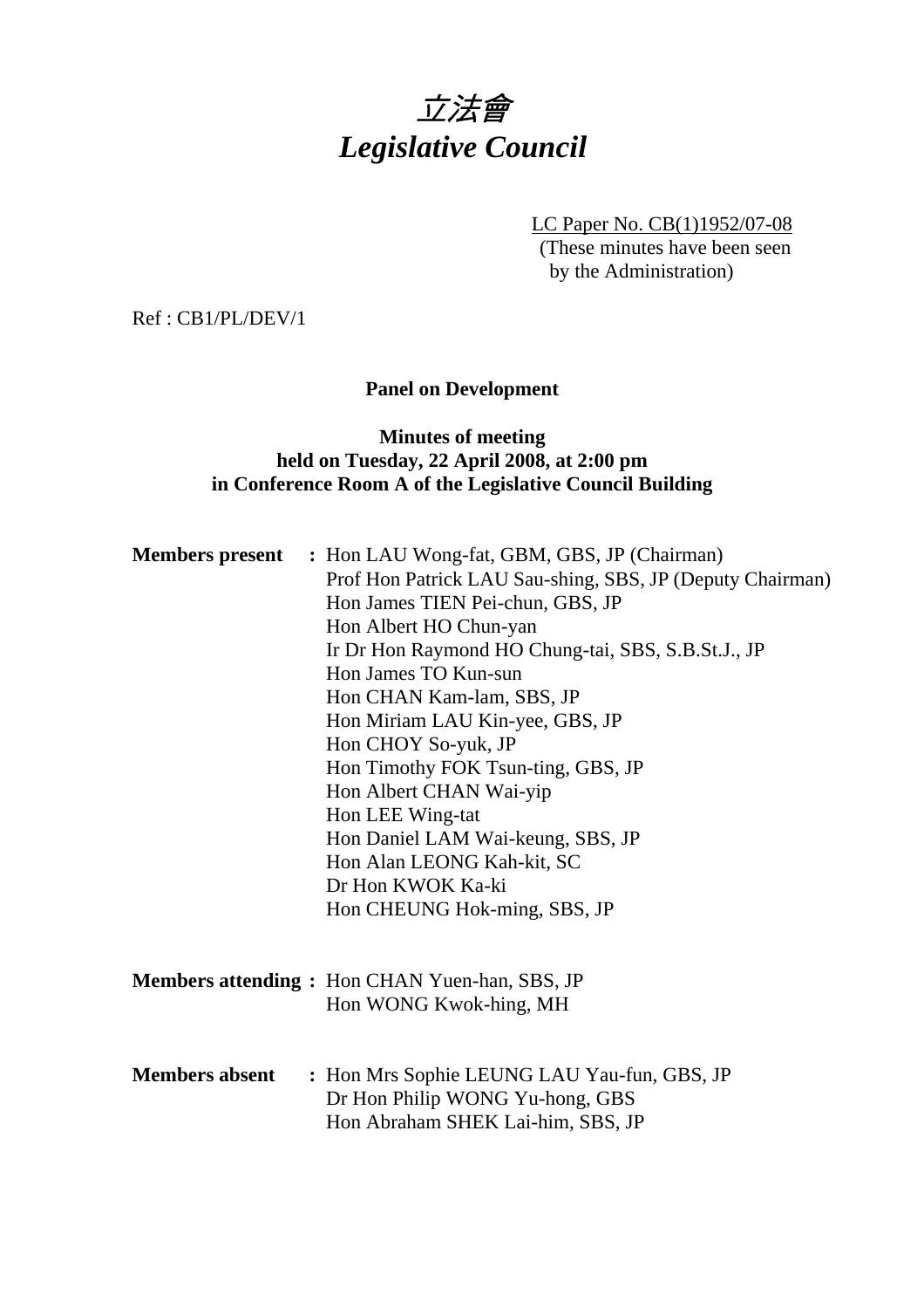# *立法會*
# *Legislative Council*

LC Paper No. CB(1)1952/07-08
(These minutes have been seen by the Administration)

Ref : CB1/PL/DEV/1

**Panel on Development**

**Minutes of meeting held on Tuesday, 22 April 2008, at 2:00 pm in Conference Room A of the Legislative Council Building**

**Members present** : Hon LAU Wong-fat, GBM, GBS, JP (Chairman)
Prof Hon Patrick LAU Sau-shing, SBS, JP (Deputy Chairman)
Hon James TIEN Pei-chun, GBS, JP
Hon Albert HO Chun-yan
Ir Dr Hon Raymond HO Chung-tai, SBS, S.B.St.J., JP
Hon James TO Kun-sun
Hon CHAN Kam-lam, SBS, JP
Hon Miriam LAU Kin-yee, GBS, JP
Hon CHOY So-yuk, JP
Hon Timothy FOK Tsun-ting, GBS, JP
Hon Albert CHAN Wai-yip
Hon LEE Wing-tat
Hon Daniel LAM Wai-keung, SBS, JP
Hon Alan LEONG Kah-kit, SC
Dr Hon KWOK Ka-ki
Hon CHEUNG Hok-ming, SBS, JP

**Members attending** : Hon CHAN Yuen-han, SBS, JP
Hon WONG Kwok-hing, MH

**Members absent** : Hon Mrs Sophie LEUNG LAU Yau-fun, GBS, JP
Dr Hon Philip WONG Yu-hong, GBS
Hon Abraham SHEK Lai-him, SBS, JP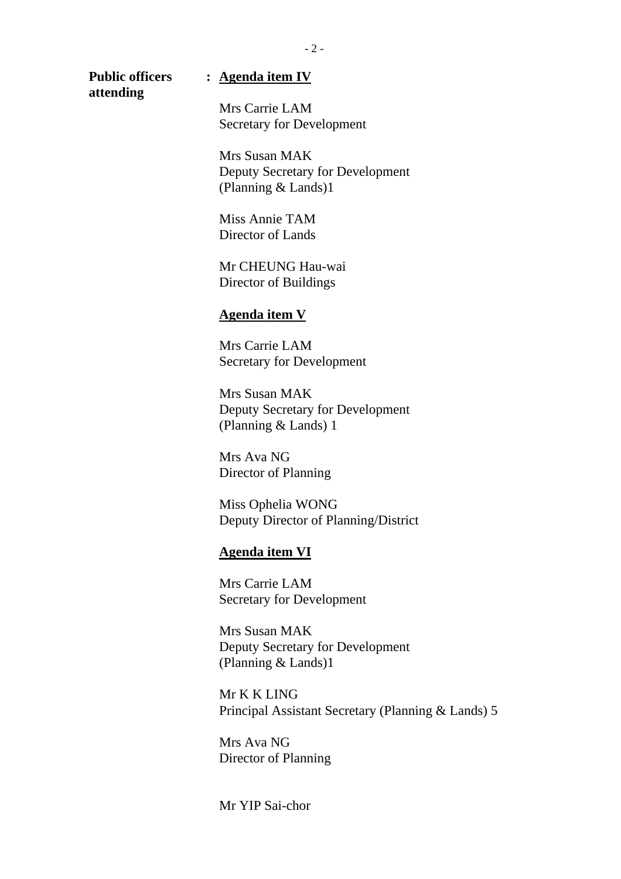**Public officers attending** : **Agenda item IV**

Mrs Carrie LAM
Secretary for Development

Mrs Susan MAK
Deputy Secretary for Development (Planning & Lands)1

Miss Annie TAM
Director of Lands

Mr CHEUNG Hau-wai
Director of Buildings

**Agenda item V**

Mrs Carrie LAM
Secretary for Development

Mrs Susan MAK
Deputy Secretary for Development (Planning & Lands) 1

Mrs Ava NG
Director of Planning

Miss Ophelia WONG
Deputy Director of Planning/District

**Agenda item VI**

Mrs Carrie LAM
Secretary for Development

Mrs Susan MAK
Deputy Secretary for Development (Planning & Lands)1

Mr K K LING
Principal Assistant Secretary (Planning & Lands) 5

Mrs Ava NG
Director of Planning

Mr YIP Sai-chor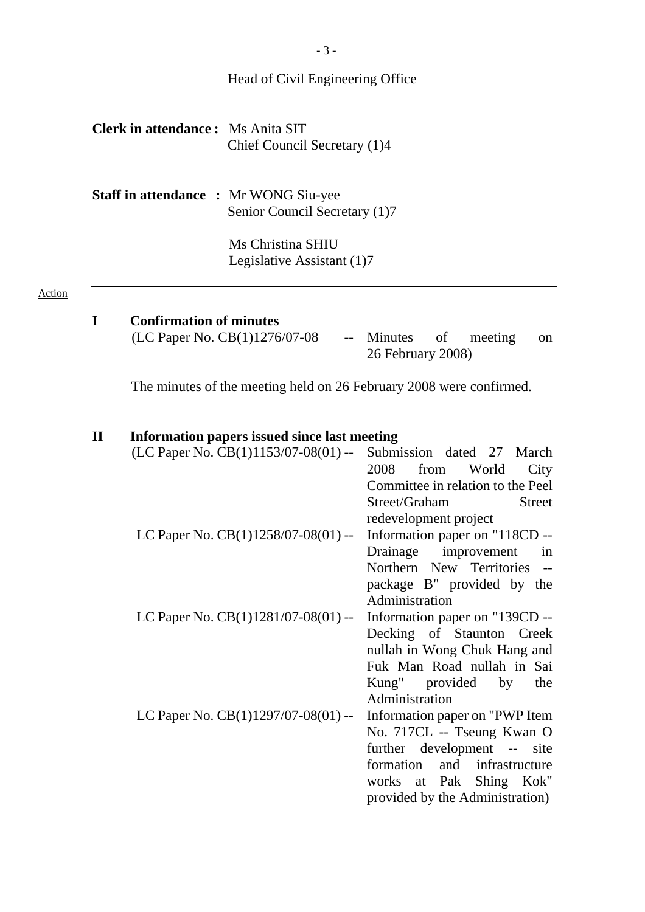Head of Civil Engineering Office

**Clerk in attendance :** Ms Anita SIT
Chief Council Secretary (1)4

**Staff in attendance :** Mr WONG Siu-yee
Senior Council Secretary (1)7

Ms Christina SHIU
Legislative Assistant (1)7

Action

## I Confirmation of minutes

(LC Paper No. CB(1)1276/07-08 -- Minutes of meeting on 26 February 2008)

The minutes of the meeting held on 26 February 2008 were confirmed.

## II Information papers issued since last meeting

(LC Paper No. CB(1)1153/07-08(01) -- Submission dated 27 March 2008 from World City Committee in relation to the Peel Street/Graham Street redevelopment project

LC Paper No. CB(1)1258/07-08(01) -- Information paper on "118CD -- Drainage improvement in Northern New Territories -- package B" provided by the Administration

LC Paper No. CB(1)1281/07-08(01) -- Information paper on "139CD -- Decking of Staunton Creek nullah in Wong Chuk Hang and Fuk Man Road nullah in Sai Kung" provided by the Administration

LC Paper No. CB(1)1297/07-08(01) -- Information paper on "PWP Item No. 717CL -- Tseung Kwan O further development -- site formation and infrastructure works at Pak Shing Kok" provided by the Administration)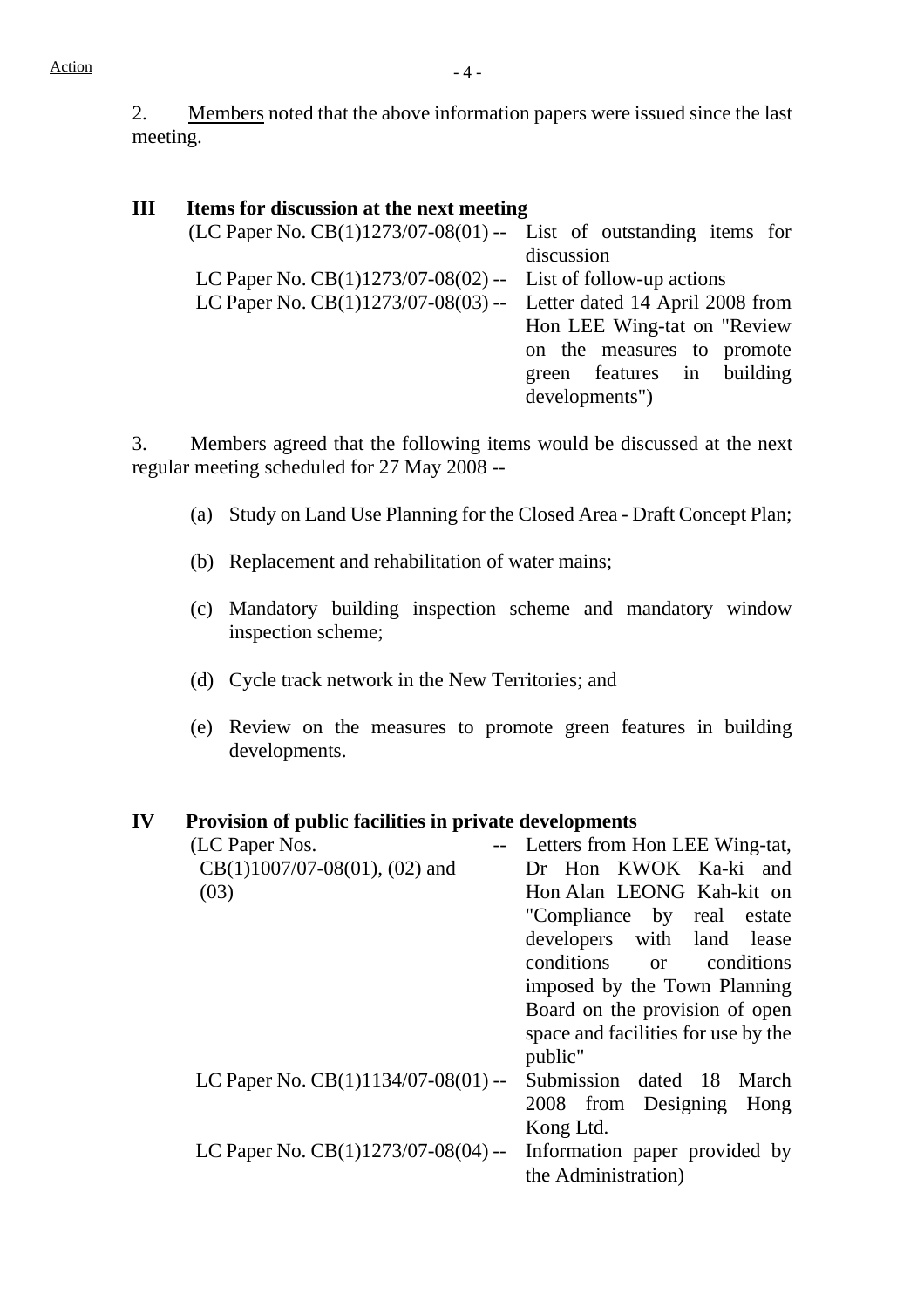Action

2. Members noted that the above information papers were issued since the last meeting.

## III Items for discussion at the next meeting

(LC Paper No. CB(1)1273/07-08(01) -- List of outstanding items for discussion

LC Paper No. CB(1)1273/07-08(02) -- List of follow-up actions

LC Paper No. CB(1)1273/07-08(03) -- Letter dated 14 April 2008 from Hon LEE Wing-tat on "Review on the measures to promote green features in building developments")

3. Members agreed that the following items would be discussed at the next regular meeting scheduled for 27 May 2008 --

(a) Study on Land Use Planning for the Closed Area - Draft Concept Plan;

(b) Replacement and rehabilitation of water mains;

(c) Mandatory building inspection scheme and mandatory window inspection scheme;

(d) Cycle track network in the New Territories; and

(e) Review on the measures to promote green features in building developments.

## IV Provision of public facilities in private developments

(LC Paper Nos. CB(1)1007/07-08(01), (02) and (03) -- Letters from Hon LEE Wing-tat, Dr Hon KWOK Ka-ki and Hon Alan LEONG Kah-kit on "Compliance by real estate developers with land lease conditions or conditions imposed by the Town Planning Board on the provision of open space and facilities for use by the public"

LC Paper No. CB(1)1134/07-08(01) -- Submission dated 18 March 2008 from Designing Hong Kong Ltd.

LC Paper No. CB(1)1273/07-08(04) -- Information paper provided by the Administration)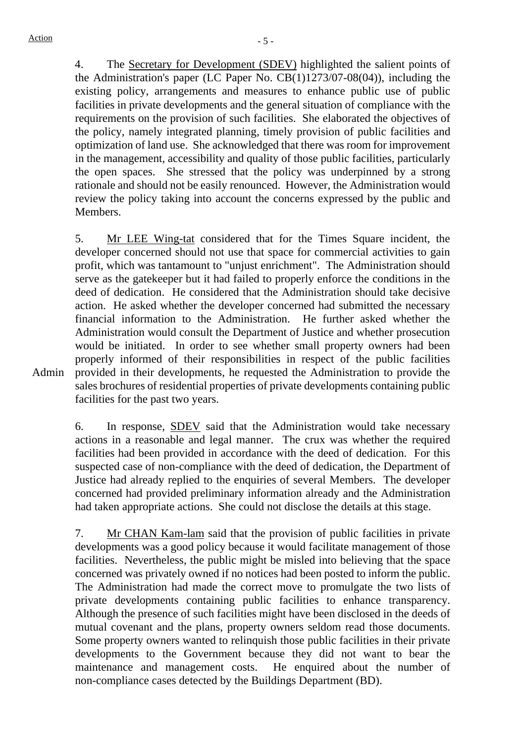4. The Secretary for Development (SDEV) highlighted the salient points of the Administration's paper (LC Paper No. CB(1)1273/07-08(04)), including the existing policy, arrangements and measures to enhance public use of public facilities in private developments and the general situation of compliance with the requirements on the provision of such facilities. She elaborated the objectives of the policy, namely integrated planning, timely provision of public facilities and optimization of land use. She acknowledged that there was room for improvement in the management, accessibility and quality of those public facilities, particularly the open spaces. She stressed that the policy was underpinned by a strong rationale and should not be easily renounced. However, the Administration would review the policy taking into account the concerns expressed by the public and Members.

5. Mr LEE Wing-tat considered that for the Times Square incident, the developer concerned should not use that space for commercial activities to gain profit, which was tantamount to "unjust enrichment". The Administration should serve as the gatekeeper but it had failed to properly enforce the conditions in the deed of dedication. He considered that the Administration should take decisive action. He asked whether the developer concerned had submitted the necessary financial information to the Administration. He further asked whether the Administration would consult the Department of Justice and whether prosecution would be initiated. In order to see whether small property owners had been properly informed of their responsibilities in respect of the public facilities provided in their developments, he requested the Administration to provide the sales brochures of residential properties of private developments containing public facilities for the past two years.

Admin

6. In response, SDEV said that the Administration would take necessary actions in a reasonable and legal manner. The crux was whether the required facilities had been provided in accordance with the deed of dedication. For this suspected case of non-compliance with the deed of dedication, the Department of Justice had already replied to the enquiries of several Members. The developer concerned had provided preliminary information already and the Administration had taken appropriate actions. She could not disclose the details at this stage.

7. Mr CHAN Kam-lam said that the provision of public facilities in private developments was a good policy because it would facilitate management of those facilities. Nevertheless, the public might be misled into believing that the space concerned was privately owned if no notices had been posted to inform the public. The Administration had made the correct move to promulgate the two lists of private developments containing public facilities to enhance transparency. Although the presence of such facilities might have been disclosed in the deeds of mutual covenant and the plans, property owners seldom read those documents. Some property owners wanted to relinquish those public facilities in their private developments to the Government because they did not want to bear the maintenance and management costs. He enquired about the number of non-compliance cases detected by the Buildings Department (BD).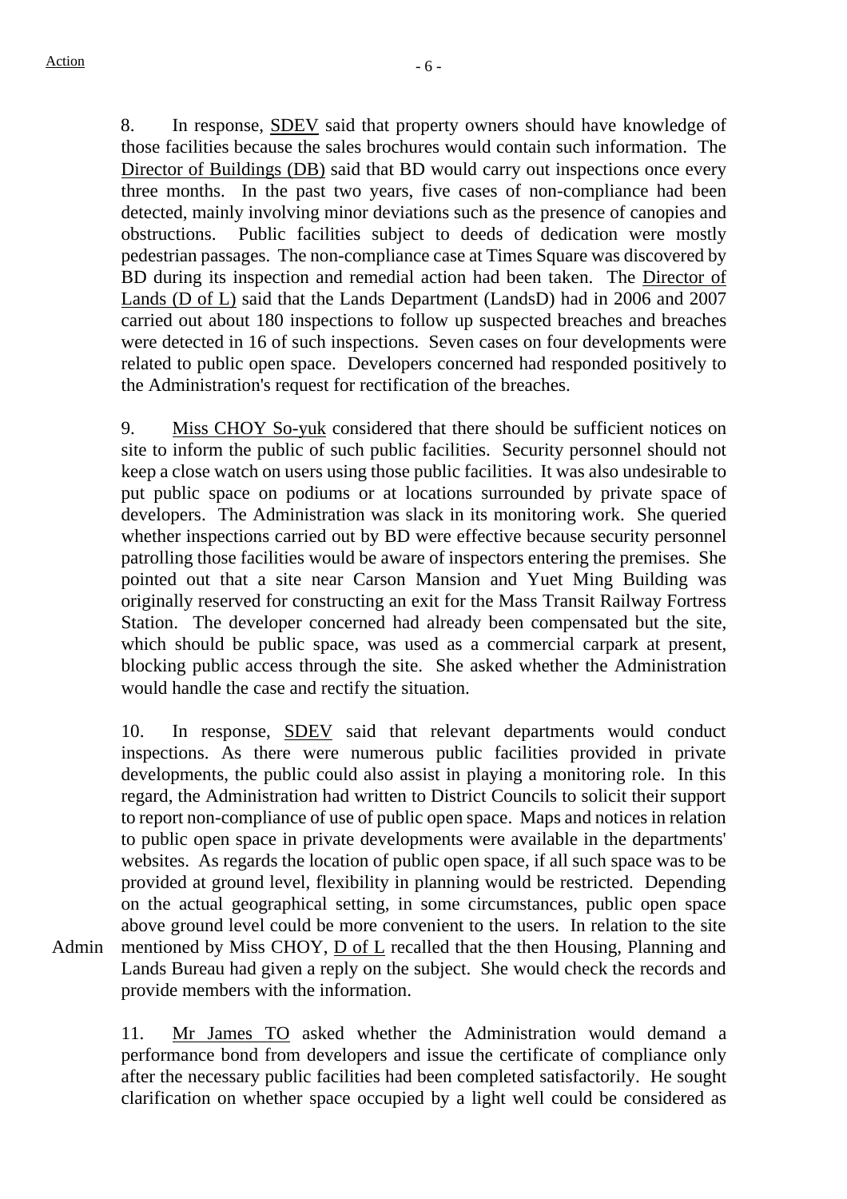8. In response, SDEV said that property owners should have knowledge of those facilities because the sales brochures would contain such information. The Director of Buildings (DB) said that BD would carry out inspections once every three months. In the past two years, five cases of non-compliance had been detected, mainly involving minor deviations such as the presence of canopies and obstructions. Public facilities subject to deeds of dedication were mostly pedestrian passages. The non-compliance case at Times Square was discovered by BD during its inspection and remedial action had been taken. The Director of Lands (D of L) said that the Lands Department (LandsD) had in 2006 and 2007 carried out about 180 inspections to follow up suspected breaches and breaches were detected in 16 of such inspections. Seven cases on four developments were related to public open space. Developers concerned had responded positively to the Administration's request for rectification of the breaches.

9. Miss CHOY So-yuk considered that there should be sufficient notices on site to inform the public of such public facilities. Security personnel should not keep a close watch on users using those public facilities. It was also undesirable to put public space on podiums or at locations surrounded by private space of developers. The Administration was slack in its monitoring work. She queried whether inspections carried out by BD were effective because security personnel patrolling those facilities would be aware of inspectors entering the premises. She pointed out that a site near Carson Mansion and Yuet Ming Building was originally reserved for constructing an exit for the Mass Transit Railway Fortress Station. The developer concerned had already been compensated but the site, which should be public space, was used as a commercial carpark at present, blocking public access through the site. She asked whether the Administration would handle the case and rectify the situation.

10. In response, SDEV said that relevant departments would conduct inspections. As there were numerous public facilities provided in private developments, the public could also assist in playing a monitoring role. In this regard, the Administration had written to District Councils to solicit their support to report non-compliance of use of public open space. Maps and notices in relation to public open space in private developments were available in the departments' websites. As regards the location of public open space, if all such space was to be provided at ground level, flexibility in planning would be restricted. Depending on the actual geographical setting, in some circumstances, public open space above ground level could be more convenient to the users. In relation to the site mentioned by Miss CHOY, D of L recalled that the then Housing, Planning and Lands Bureau had given a reply on the subject. She would check the records and provide members with the information.

Admin

11. Mr James TO asked whether the Administration would demand a performance bond from developers and issue the certificate of compliance only after the necessary public facilities had been completed satisfactorily. He sought clarification on whether space occupied by a light well could be considered as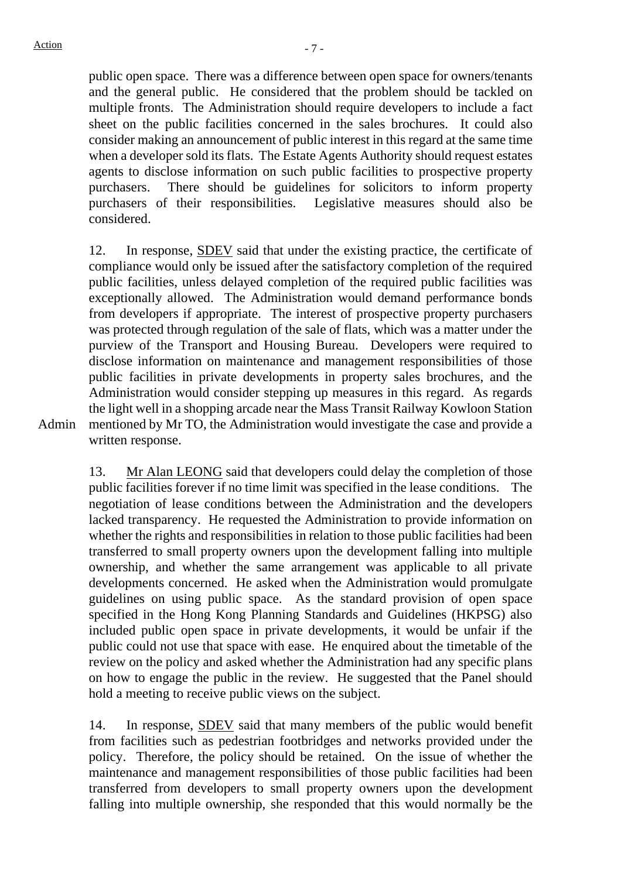public open space. There was a difference between open space for owners/tenants and the general public. He considered that the problem should be tackled on multiple fronts. The Administration should require developers to include a fact sheet on the public facilities concerned in the sales brochures. It could also consider making an announcement of public interest in this regard at the same time when a developer sold its flats. The Estate Agents Authority should request estates agents to disclose information on such public facilities to prospective property purchasers. There should be guidelines for solicitors to inform property purchasers of their responsibilities. Legislative measures should also be considered.

12. In response, SDEV said that under the existing practice, the certificate of compliance would only be issued after the satisfactory completion of the required public facilities, unless delayed completion of the required public facilities was exceptionally allowed. The Administration would demand performance bonds from developers if appropriate. The interest of prospective property purchasers was protected through regulation of the sale of flats, which was a matter under the purview of the Transport and Housing Bureau. Developers were required to disclose information on maintenance and management responsibilities of those public facilities in private developments in property sales brochures, and the Administration would consider stepping up measures in this regard. As regards the light well in a shopping arcade near the Mass Transit Railway Kowloon Station mentioned by Mr TO, the Administration would investigate the case and provide a written response.

Admin

13. Mr Alan LEONG said that developers could delay the completion of those public facilities forever if no time limit was specified in the lease conditions. The negotiation of lease conditions between the Administration and the developers lacked transparency. He requested the Administration to provide information on whether the rights and responsibilities in relation to those public facilities had been transferred to small property owners upon the development falling into multiple ownership, and whether the same arrangement was applicable to all private developments concerned. He asked when the Administration would promulgate guidelines on using public space. As the standard provision of open space specified in the Hong Kong Planning Standards and Guidelines (HKPSG) also included public open space in private developments, it would be unfair if the public could not use that space with ease. He enquired about the timetable of the review on the policy and asked whether the Administration had any specific plans on how to engage the public in the review. He suggested that the Panel should hold a meeting to receive public views on the subject.

14. In response, SDEV said that many members of the public would benefit from facilities such as pedestrian footbridges and networks provided under the policy. Therefore, the policy should be retained. On the issue of whether the maintenance and management responsibilities of those public facilities had been transferred from developers to small property owners upon the development falling into multiple ownership, she responded that this would normally be the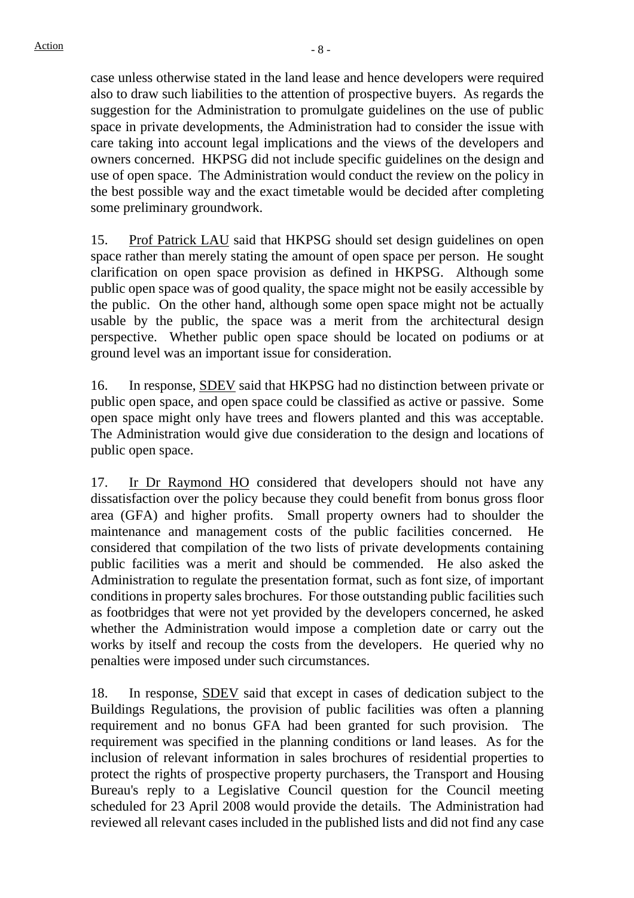case unless otherwise stated in the land lease and hence developers were required also to draw such liabilities to the attention of prospective buyers. As regards the suggestion for the Administration to promulgate guidelines on the use of public space in private developments, the Administration had to consider the issue with care taking into account legal implications and the views of the developers and owners concerned. HKPSG did not include specific guidelines on the design and use of open space. The Administration would conduct the review on the policy in the best possible way and the exact timetable would be decided after completing some preliminary groundwork.

15. Prof Patrick LAU said that HKPSG should set design guidelines on open space rather than merely stating the amount of open space per person. He sought clarification on open space provision as defined in HKPSG. Although some public open space was of good quality, the space might not be easily accessible by the public. On the other hand, although some open space might not be actually usable by the public, the space was a merit from the architectural design perspective. Whether public open space should be located on podiums or at ground level was an important issue for consideration.

16. In response, SDEV said that HKPSG had no distinction between private or public open space, and open space could be classified as active or passive. Some open space might only have trees and flowers planted and this was acceptable. The Administration would give due consideration to the design and locations of public open space.

17. Ir Dr Raymond HO considered that developers should not have any dissatisfaction over the policy because they could benefit from bonus gross floor area (GFA) and higher profits. Small property owners had to shoulder the maintenance and management costs of the public facilities concerned. He considered that compilation of the two lists of private developments containing public facilities was a merit and should be commended. He also asked the Administration to regulate the presentation format, such as font size, of important conditions in property sales brochures. For those outstanding public facilities such as footbridges that were not yet provided by the developers concerned, he asked whether the Administration would impose a completion date or carry out the works by itself and recoup the costs from the developers. He queried why no penalties were imposed under such circumstances.

18. In response, SDEV said that except in cases of dedication subject to the Buildings Regulations, the provision of public facilities was often a planning requirement and no bonus GFA had been granted for such provision. The requirement was specified in the planning conditions or land leases. As for the inclusion of relevant information in sales brochures of residential properties to protect the rights of prospective property purchasers, the Transport and Housing Bureau's reply to a Legislative Council question for the Council meeting scheduled for 23 April 2008 would provide the details. The Administration had reviewed all relevant cases included in the published lists and did not find any case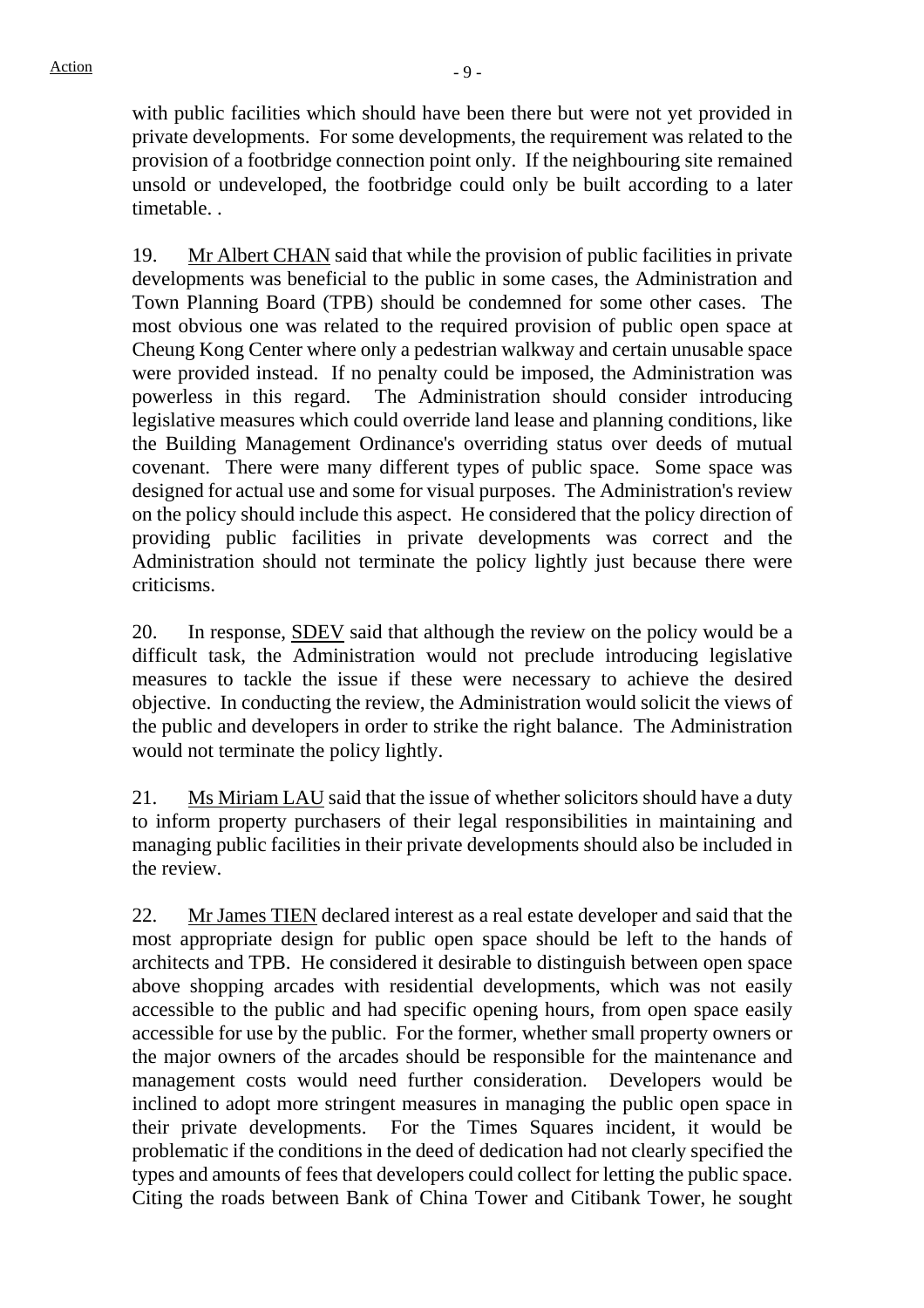with public facilities which should have been there but were not yet provided in private developments. For some developments, the requirement was related to the provision of a footbridge connection point only. If the neighbouring site remained unsold or undeveloped, the footbridge could only be built according to a later timetable. .

19. Mr Albert CHAN said that while the provision of public facilities in private developments was beneficial to the public in some cases, the Administration and Town Planning Board (TPB) should be condemned for some other cases. The most obvious one was related to the required provision of public open space at Cheung Kong Center where only a pedestrian walkway and certain unusable space were provided instead. If no penalty could be imposed, the Administration was powerless in this regard. The Administration should consider introducing legislative measures which could override land lease and planning conditions, like the Building Management Ordinance's overriding status over deeds of mutual covenant. There were many different types of public space. Some space was designed for actual use and some for visual purposes. The Administration's review on the policy should include this aspect. He considered that the policy direction of providing public facilities in private developments was correct and the Administration should not terminate the policy lightly just because there were criticisms.

20. In response, SDEV said that although the review on the policy would be a difficult task, the Administration would not preclude introducing legislative measures to tackle the issue if these were necessary to achieve the desired objective. In conducting the review, the Administration would solicit the views of the public and developers in order to strike the right balance. The Administration would not terminate the policy lightly.

21. Ms Miriam LAU said that the issue of whether solicitors should have a duty to inform property purchasers of their legal responsibilities in maintaining and managing public facilities in their private developments should also be included in the review.

22. Mr James TIEN declared interest as a real estate developer and said that the most appropriate design for public open space should be left to the hands of architects and TPB. He considered it desirable to distinguish between open space above shopping arcades with residential developments, which was not easily accessible to the public and had specific opening hours, from open space easily accessible for use by the public. For the former, whether small property owners or the major owners of the arcades should be responsible for the maintenance and management costs would need further consideration. Developers would be inclined to adopt more stringent measures in managing the public open space in their private developments. For the Times Squares incident, it would be problematic if the conditions in the deed of dedication had not clearly specified the types and amounts of fees that developers could collect for letting the public space. Citing the roads between Bank of China Tower and Citibank Tower, he sought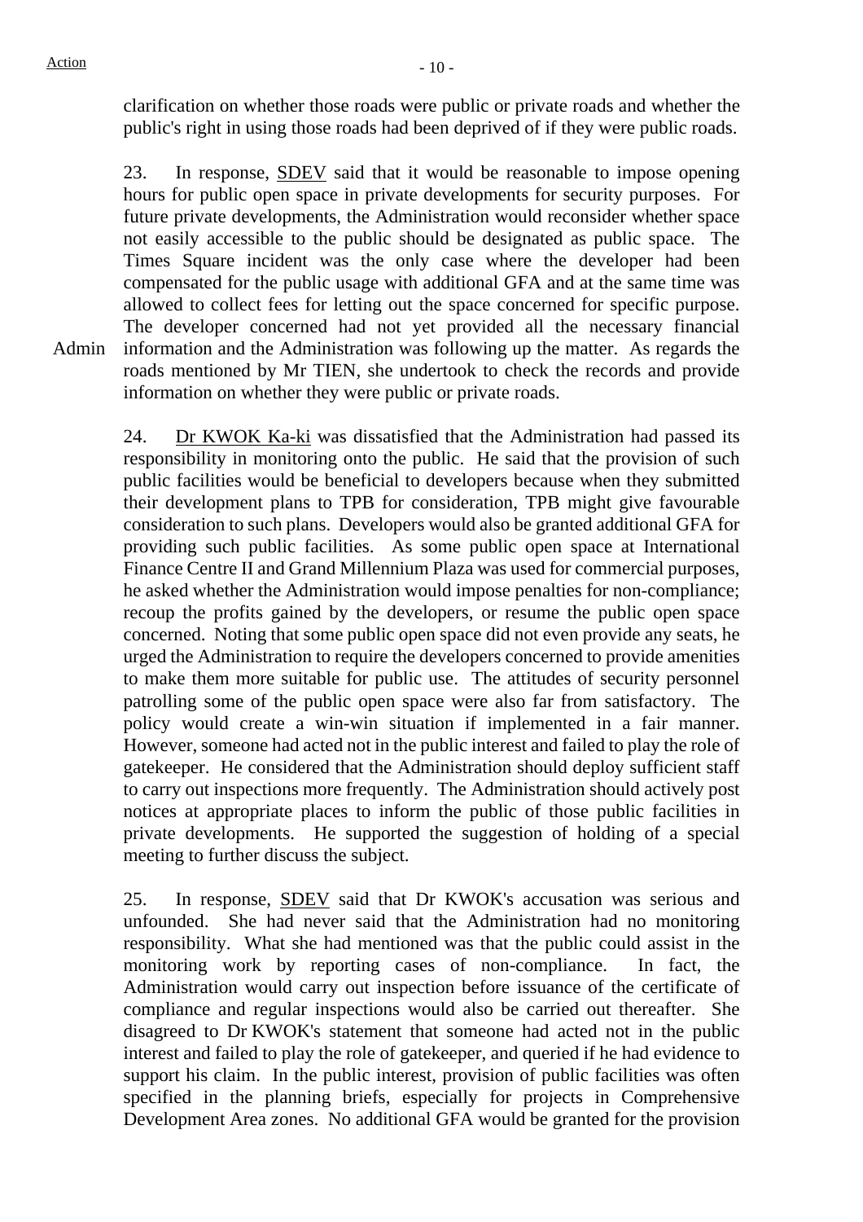clarification on whether those roads were public or private roads and whether the public's right in using those roads had been deprived of if they were public roads.

23. In response, SDEV said that it would be reasonable to impose opening hours for public open space in private developments for security purposes. For future private developments, the Administration would reconsider whether space not easily accessible to the public should be designated as public space. The Times Square incident was the only case where the developer had been compensated for the public usage with additional GFA and at the same time was allowed to collect fees for letting out the space concerned for specific purpose. The developer concerned had not yet provided all the necessary financial information and the Administration was following up the matter. As regards the roads mentioned by Mr TIEN, she undertook to check the records and provide information on whether they were public or private roads.

Admin

24. Dr KWOK Ka-ki was dissatisfied that the Administration had passed its responsibility in monitoring onto the public. He said that the provision of such public facilities would be beneficial to developers because when they submitted their development plans to TPB for consideration, TPB might give favourable consideration to such plans. Developers would also be granted additional GFA for providing such public facilities. As some public open space at International Finance Centre II and Grand Millennium Plaza was used for commercial purposes, he asked whether the Administration would impose penalties for non-compliance; recoup the profits gained by the developers, or resume the public open space concerned. Noting that some public open space did not even provide any seats, he urged the Administration to require the developers concerned to provide amenities to make them more suitable for public use. The attitudes of security personnel patrolling some of the public open space were also far from satisfactory. The policy would create a win-win situation if implemented in a fair manner. However, someone had acted not in the public interest and failed to play the role of gatekeeper. He considered that the Administration should deploy sufficient staff to carry out inspections more frequently. The Administration should actively post notices at appropriate places to inform the public of those public facilities in private developments. He supported the suggestion of holding of a special meeting to further discuss the subject.

25. In response, SDEV said that Dr KWOK's accusation was serious and unfounded. She had never said that the Administration had no monitoring responsibility. What she had mentioned was that the public could assist in the monitoring work by reporting cases of non-compliance. In fact, the Administration would carry out inspection before issuance of the certificate of compliance and regular inspections would also be carried out thereafter. She disagreed to Dr KWOK's statement that someone had acted not in the public interest and failed to play the role of gatekeeper, and queried if he had evidence to support his claim. In the public interest, provision of public facilities was often specified in the planning briefs, especially for projects in Comprehensive Development Area zones. No additional GFA would be granted for the provision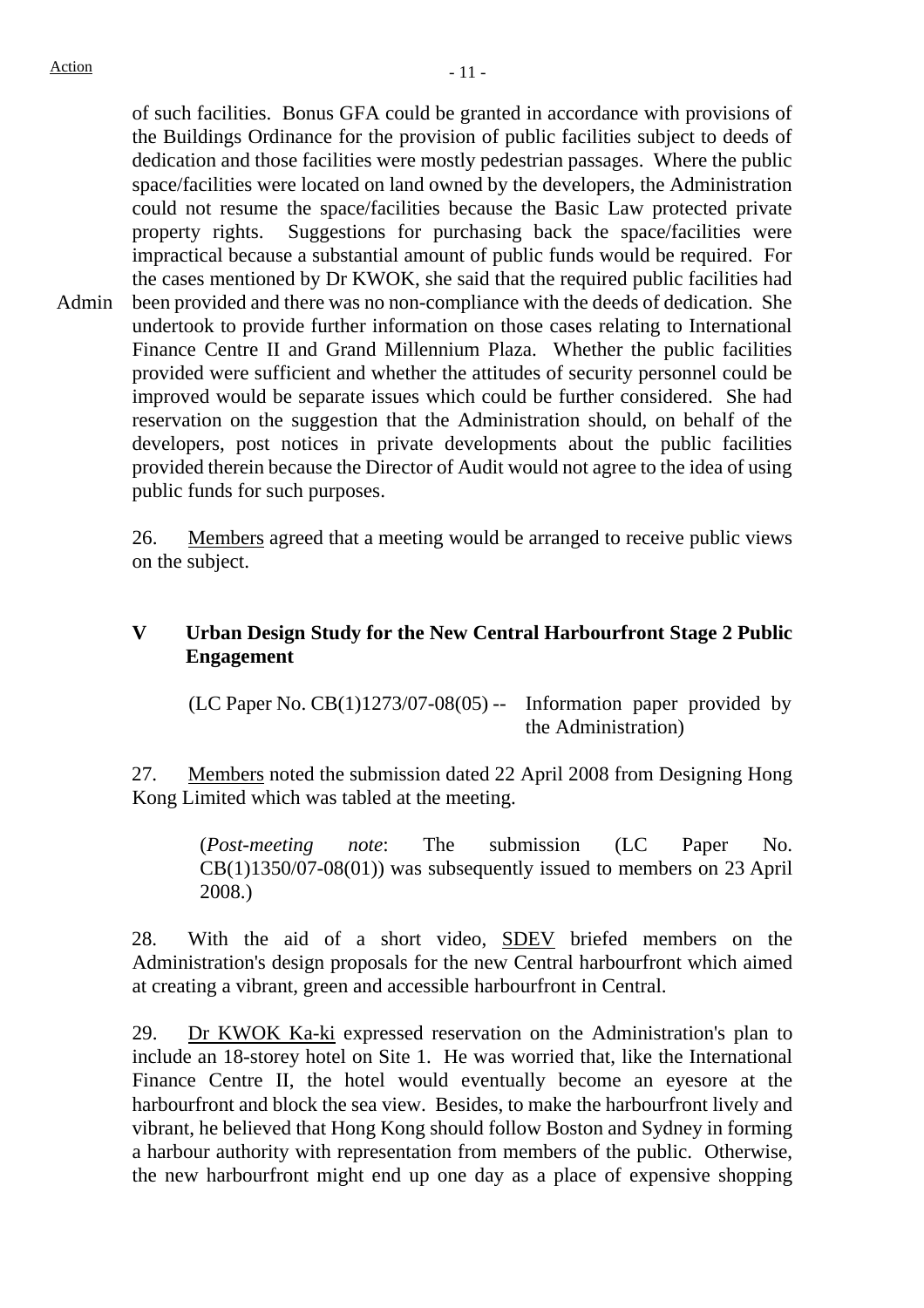Action

of such facilities. Bonus GFA could be granted in accordance with provisions of the Buildings Ordinance for the provision of public facilities subject to deeds of dedication and those facilities were mostly pedestrian passages. Where the public space/facilities were located on land owned by the developers, the Administration could not resume the space/facilities because the Basic Law protected private property rights. Suggestions for purchasing back the space/facilities were impractical because a substantial amount of public funds would be required. For the cases mentioned by Dr KWOK, she said that the required public facilities had been provided and there was no non-compliance with the deeds of dedication. She undertook to provide further information on those cases relating to International Finance Centre II and Grand Millennium Plaza. Whether the public facilities provided were sufficient and whether the attitudes of security personnel could be improved would be separate issues which could be further considered. She had reservation on the suggestion that the Administration should, on behalf of the developers, post notices in private developments about the public facilities provided therein because the Director of Audit would not agree to the idea of using public funds for such purposes.

Admin

26. Members agreed that a meeting would be arranged to receive public views on the subject.

## V Urban Design Study for the New Central Harbourfront Stage 2 Public Engagement

(LC Paper No. CB(1)1273/07-08(05) -- Information paper provided by the Administration)

27. Members noted the submission dated 22 April 2008 from Designing Hong Kong Limited which was tabled at the meeting.

(*Post-meeting note*: The submission (LC Paper No. CB(1)1350/07-08(01)) was subsequently issued to members on 23 April 2008.)

28. With the aid of a short video, SDEV briefed members on the Administration's design proposals for the new Central harbourfront which aimed at creating a vibrant, green and accessible harbourfront in Central.

29. Dr KWOK Ka-ki expressed reservation on the Administration's plan to include an 18-storey hotel on Site 1. He was worried that, like the International Finance Centre II, the hotel would eventually become an eyesore at the harbourfront and block the sea view. Besides, to make the harbourfront lively and vibrant, he believed that Hong Kong should follow Boston and Sydney in forming a harbour authority with representation from members of the public. Otherwise, the new harbourfront might end up one day as a place of expensive shopping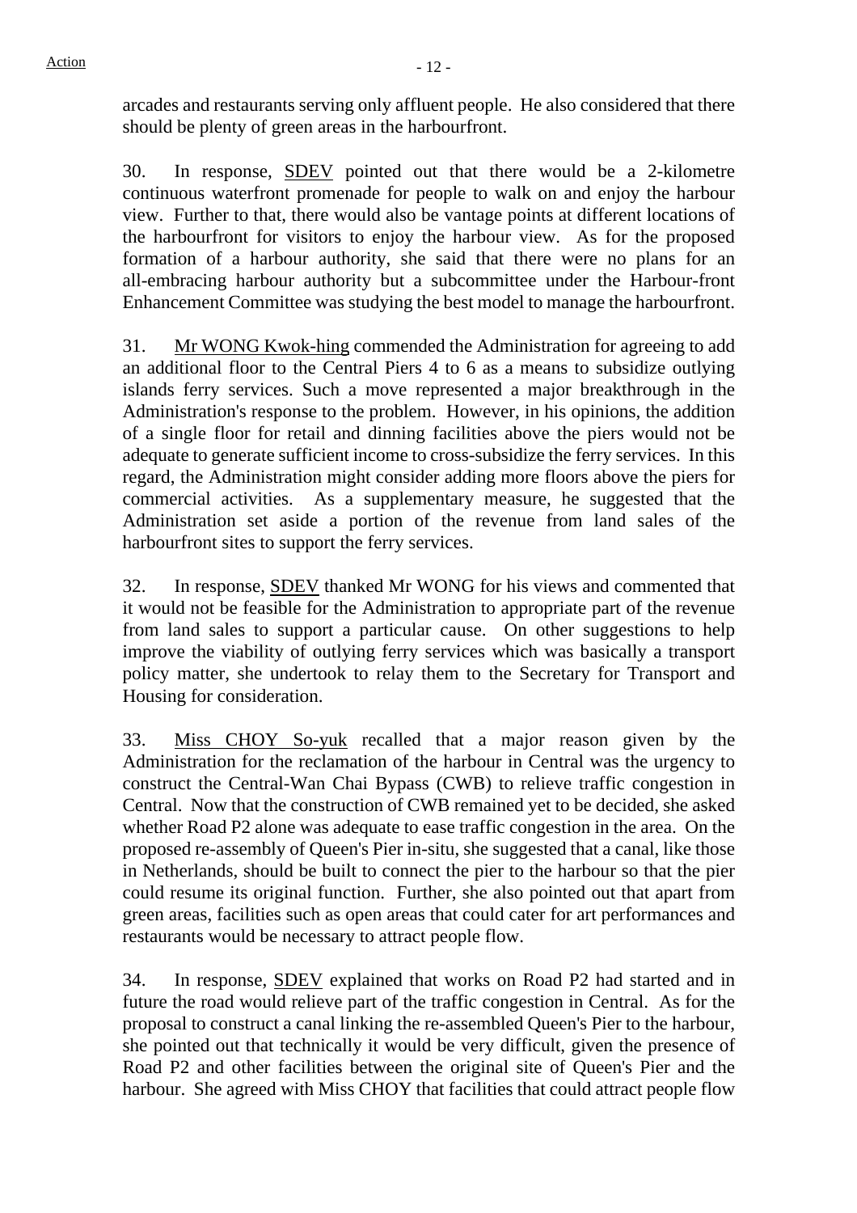arcades and restaurants serving only affluent people. He also considered that there should be plenty of green areas in the harbourfront.

30. In response, SDEV pointed out that there would be a 2-kilometre continuous waterfront promenade for people to walk on and enjoy the harbour view. Further to that, there would also be vantage points at different locations of the harbourfront for visitors to enjoy the harbour view. As for the proposed formation of a harbour authority, she said that there were no plans for an all-embracing harbour authority but a subcommittee under the Harbour-front Enhancement Committee was studying the best model to manage the harbourfront.

31. Mr WONG Kwok-hing commended the Administration for agreeing to add an additional floor to the Central Piers 4 to 6 as a means to subsidize outlying islands ferry services. Such a move represented a major breakthrough in the Administration's response to the problem. However, in his opinions, the addition of a single floor for retail and dinning facilities above the piers would not be adequate to generate sufficient income to cross-subsidize the ferry services. In this regard, the Administration might consider adding more floors above the piers for commercial activities. As a supplementary measure, he suggested that the Administration set aside a portion of the revenue from land sales of the harbourfront sites to support the ferry services.

32. In response, SDEV thanked Mr WONG for his views and commented that it would not be feasible for the Administration to appropriate part of the revenue from land sales to support a particular cause. On other suggestions to help improve the viability of outlying ferry services which was basically a transport policy matter, she undertook to relay them to the Secretary for Transport and Housing for consideration.

33. Miss CHOY So-yuk recalled that a major reason given by the Administration for the reclamation of the harbour in Central was the urgency to construct the Central-Wan Chai Bypass (CWB) to relieve traffic congestion in Central. Now that the construction of CWB remained yet to be decided, she asked whether Road P2 alone was adequate to ease traffic congestion in the area. On the proposed re-assembly of Queen's Pier in-situ, she suggested that a canal, like those in Netherlands, should be built to connect the pier to the harbour so that the pier could resume its original function. Further, she also pointed out that apart from green areas, facilities such as open areas that could cater for art performances and restaurants would be necessary to attract people flow.

34. In response, SDEV explained that works on Road P2 had started and in future the road would relieve part of the traffic congestion in Central. As for the proposal to construct a canal linking the re-assembled Queen's Pier to the harbour, she pointed out that technically it would be very difficult, given the presence of Road P2 and other facilities between the original site of Queen's Pier and the harbour. She agreed with Miss CHOY that facilities that could attract people flow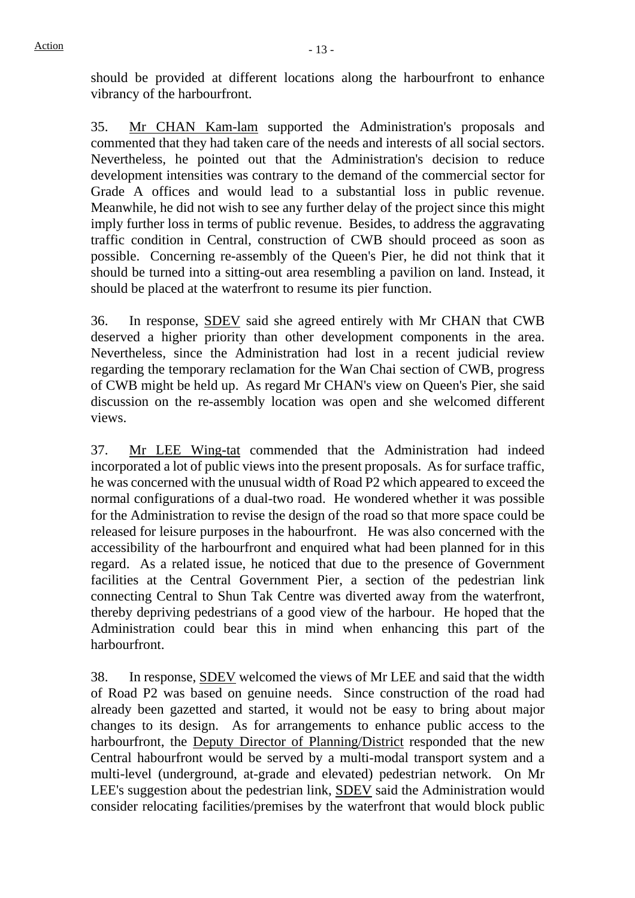should be provided at different locations along the harbourfront to enhance vibrancy of the harbourfront.

35. Mr CHAN Kam-lam supported the Administration's proposals and commented that they had taken care of the needs and interests of all social sectors. Nevertheless, he pointed out that the Administration's decision to reduce development intensities was contrary to the demand of the commercial sector for Grade A offices and would lead to a substantial loss in public revenue. Meanwhile, he did not wish to see any further delay of the project since this might imply further loss in terms of public revenue. Besides, to address the aggravating traffic condition in Central, construction of CWB should proceed as soon as possible. Concerning re-assembly of the Queen's Pier, he did not think that it should be turned into a sitting-out area resembling a pavilion on land. Instead, it should be placed at the waterfront to resume its pier function.

36. In response, SDEV said she agreed entirely with Mr CHAN that CWB deserved a higher priority than other development components in the area. Nevertheless, since the Administration had lost in a recent judicial review regarding the temporary reclamation for the Wan Chai section of CWB, progress of CWB might be held up. As regard Mr CHAN's view on Queen's Pier, she said discussion on the re-assembly location was open and she welcomed different views.

37. Mr LEE Wing-tat commended that the Administration had indeed incorporated a lot of public views into the present proposals. As for surface traffic, he was concerned with the unusual width of Road P2 which appeared to exceed the normal configurations of a dual-two road. He wondered whether it was possible for the Administration to revise the design of the road so that more space could be released for leisure purposes in the habourfront. He was also concerned with the accessibility of the harbourfront and enquired what had been planned for in this regard. As a related issue, he noticed that due to the presence of Government facilities at the Central Government Pier, a section of the pedestrian link connecting Central to Shun Tak Centre was diverted away from the waterfront, thereby depriving pedestrians of a good view of the harbour. He hoped that the Administration could bear this in mind when enhancing this part of the harbourfront.

38. In response, SDEV welcomed the views of Mr LEE and said that the width of Road P2 was based on genuine needs. Since construction of the road had already been gazetted and started, it would not be easy to bring about major changes to its design. As for arrangements to enhance public access to the harbourfront, the Deputy Director of Planning/District responded that the new Central habourfront would be served by a multi-modal transport system and a multi-level (underground, at-grade and elevated) pedestrian network. On Mr LEE's suggestion about the pedestrian link, SDEV said the Administration would consider relocating facilities/premises by the waterfront that would block public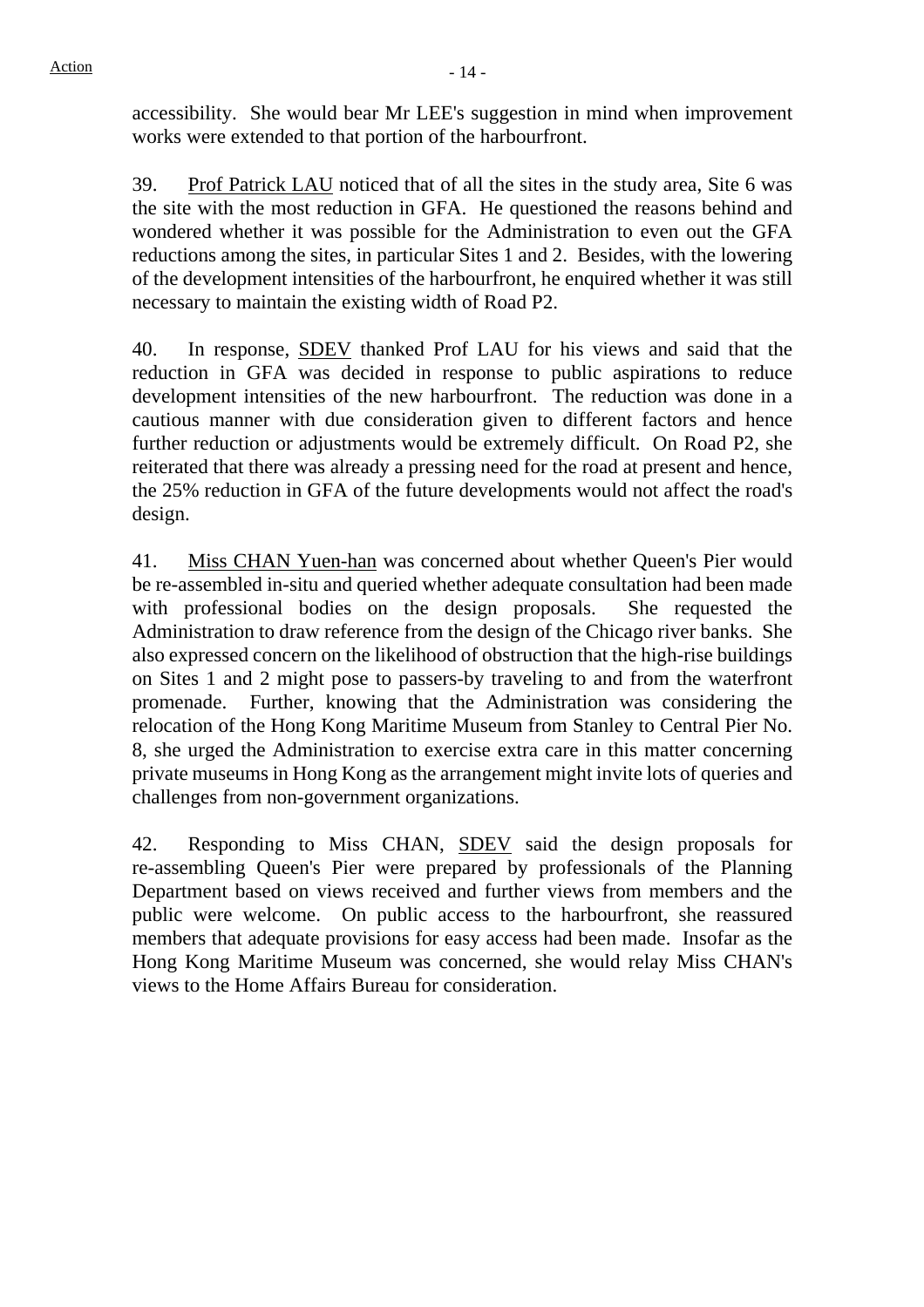accessibility. She would bear Mr LEE's suggestion in mind when improvement works were extended to that portion of the harbourfront.

39. Prof Patrick LAU noticed that of all the sites in the study area, Site 6 was the site with the most reduction in GFA. He questioned the reasons behind and wondered whether it was possible for the Administration to even out the GFA reductions among the sites, in particular Sites 1 and 2. Besides, with the lowering of the development intensities of the harbourfront, he enquired whether it was still necessary to maintain the existing width of Road P2.

40. In response, SDEV thanked Prof LAU for his views and said that the reduction in GFA was decided in response to public aspirations to reduce development intensities of the new harbourfront. The reduction was done in a cautious manner with due consideration given to different factors and hence further reduction or adjustments would be extremely difficult. On Road P2, she reiterated that there was already a pressing need for the road at present and hence, the 25% reduction in GFA of the future developments would not affect the road's design.

41. Miss CHAN Yuen-han was concerned about whether Queen's Pier would be re-assembled in-situ and queried whether adequate consultation had been made with professional bodies on the design proposals. She requested the Administration to draw reference from the design of the Chicago river banks. She also expressed concern on the likelihood of obstruction that the high-rise buildings on Sites 1 and 2 might pose to passers-by traveling to and from the waterfront promenade. Further, knowing that the Administration was considering the relocation of the Hong Kong Maritime Museum from Stanley to Central Pier No. 8, she urged the Administration to exercise extra care in this matter concerning private museums in Hong Kong as the arrangement might invite lots of queries and challenges from non-government organizations.

42. Responding to Miss CHAN, SDEV said the design proposals for re-assembling Queen's Pier were prepared by professionals of the Planning Department based on views received and further views from members and the public were welcome. On public access to the harbourfront, she reassured members that adequate provisions for easy access had been made. Insofar as the Hong Kong Maritime Museum was concerned, she would relay Miss CHAN's views to the Home Affairs Bureau for consideration.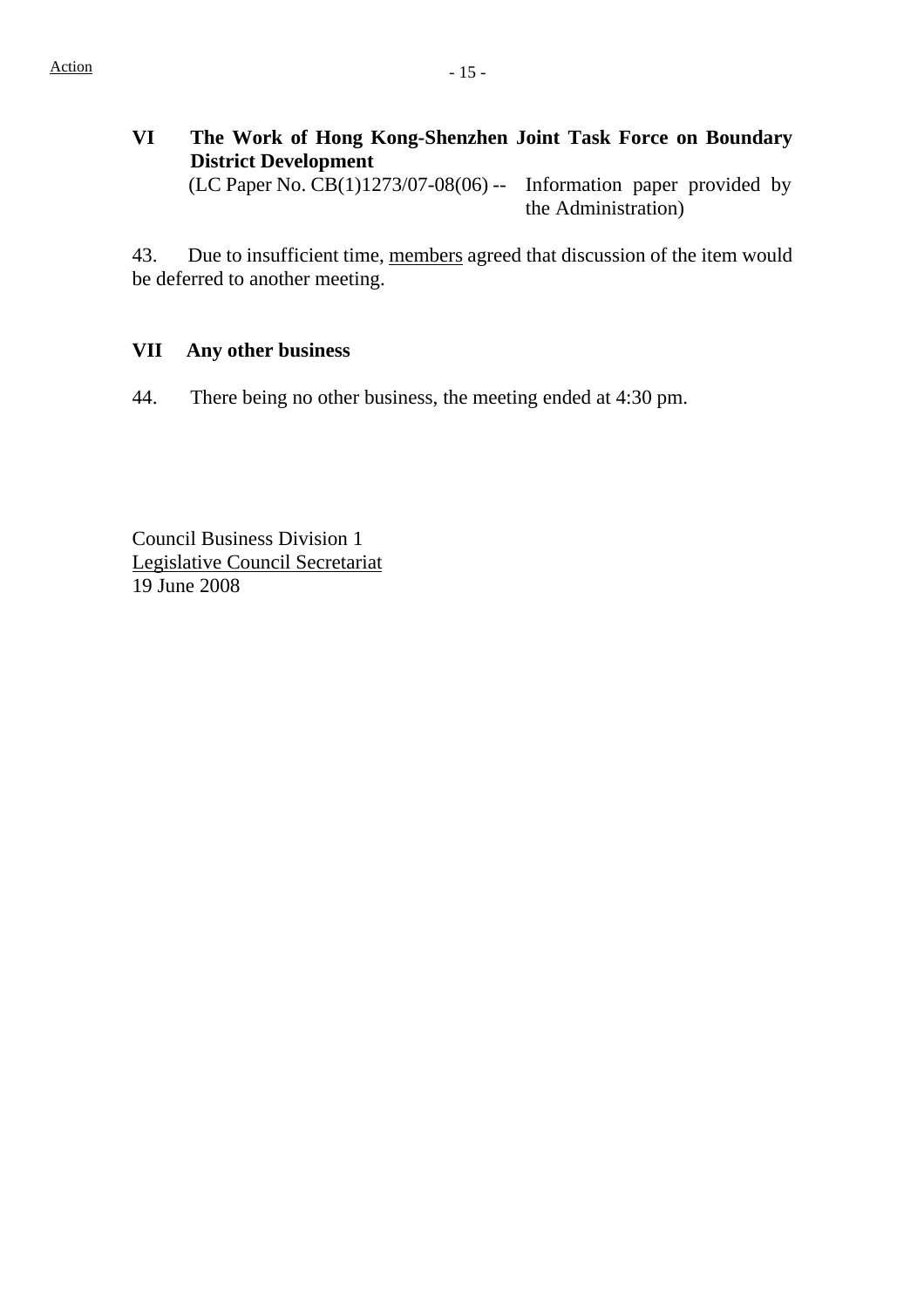Action

## VI The Work of Hong Kong-Shenzhen Joint Task Force on Boundary District Development

(LC Paper No. CB(1)1273/07-08(06) -- Information paper provided by the Administration)

43. Due to insufficient time, members agreed that discussion of the item would be deferred to another meeting.

## VII Any other business

44. There being no other business, the meeting ended at 4:30 pm.

Council Business Division 1
Legislative Council Secretariat
19 June 2008